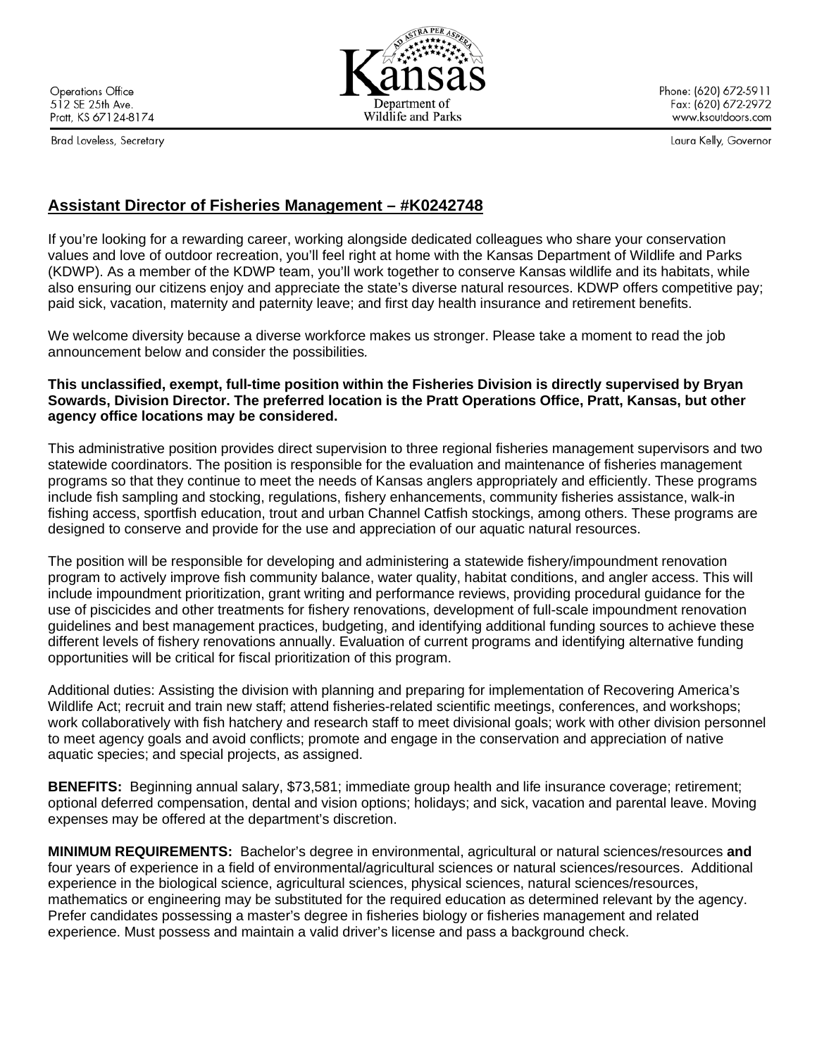Operations Office
512 SE 25th Ave.
Pratt, KS 67124-8174

Brad Loveless, Secretary

Kansas
Department of
Wildlife and Parks

Phone: (620) 672-5911
Fax: (620) 672-2972
www.ksoutdoors.com

Laura Kelly, Governor

## Assistant Director of Fisheries Management – #K0242748

If you're looking for a rewarding career, working alongside dedicated colleagues who share your conservation values and love of outdoor recreation, you'll feel right at home with the Kansas Department of Wildlife and Parks (KDWP). As a member of the KDWP team, you'll work together to conserve Kansas wildlife and its habitats, while also ensuring our citizens enjoy and appreciate the state's diverse natural resources. KDWP offers competitive pay; paid sick, vacation, maternity and paternity leave; and first day health insurance and retirement benefits.

We welcome diversity because a diverse workforce makes us stronger. Please take a moment to read the job announcement below and consider the possibilities.

**This unclassified, exempt, full-time position within the Fisheries Division is directly supervised by Bryan Sowards, Division Director. The preferred location is the Pratt Operations Office, Pratt, Kansas, but other agency office locations may be considered.**

This administrative position provides direct supervision to three regional fisheries management supervisors and two statewide coordinators. The position is responsible for the evaluation and maintenance of fisheries management programs so that they continue to meet the needs of Kansas anglers appropriately and efficiently. These programs include fish sampling and stocking, regulations, fishery enhancements, community fisheries assistance, walk-in fishing access, sportfish education, trout and urban Channel Catfish stockings, among others. These programs are designed to conserve and provide for the use and appreciation of our aquatic natural resources.

The position will be responsible for developing and administering a statewide fishery/impoundment renovation program to actively improve fish community balance, water quality, habitat conditions, and angler access. This will include impoundment prioritization, grant writing and performance reviews, providing procedural guidance for the use of piscicides and other treatments for fishery renovations, development of full-scale impoundment renovation guidelines and best management practices, budgeting, and identifying additional funding sources to achieve these different levels of fishery renovations annually. Evaluation of current programs and identifying alternative funding opportunities will be critical for fiscal prioritization of this program.

Additional duties: Assisting the division with planning and preparing for implementation of Recovering America's Wildlife Act; recruit and train new staff; attend fisheries-related scientific meetings, conferences, and workshops; work collaboratively with fish hatchery and research staff to meet divisional goals; work with other division personnel to meet agency goals and avoid conflicts; promote and engage in the conservation and appreciation of native aquatic species; and special projects, as assigned.

**BENEFITS:** Beginning annual salary, $73,581; immediate group health and life insurance coverage; retirement; optional deferred compensation, dental and vision options; holidays; and sick, vacation and parental leave. Moving expenses may be offered at the department's discretion.

**MINIMUM REQUIREMENTS:** Bachelor's degree in environmental, agricultural or natural sciences/resources **and** four years of experience in a field of environmental/agricultural sciences or natural sciences/resources. Additional experience in the biological science, agricultural sciences, physical sciences, natural sciences/resources, mathematics or engineering may be substituted for the required education as determined relevant by the agency. Prefer candidates possessing a master's degree in fisheries biology or fisheries management and related experience. Must possess and maintain a valid driver's license and pass a background check.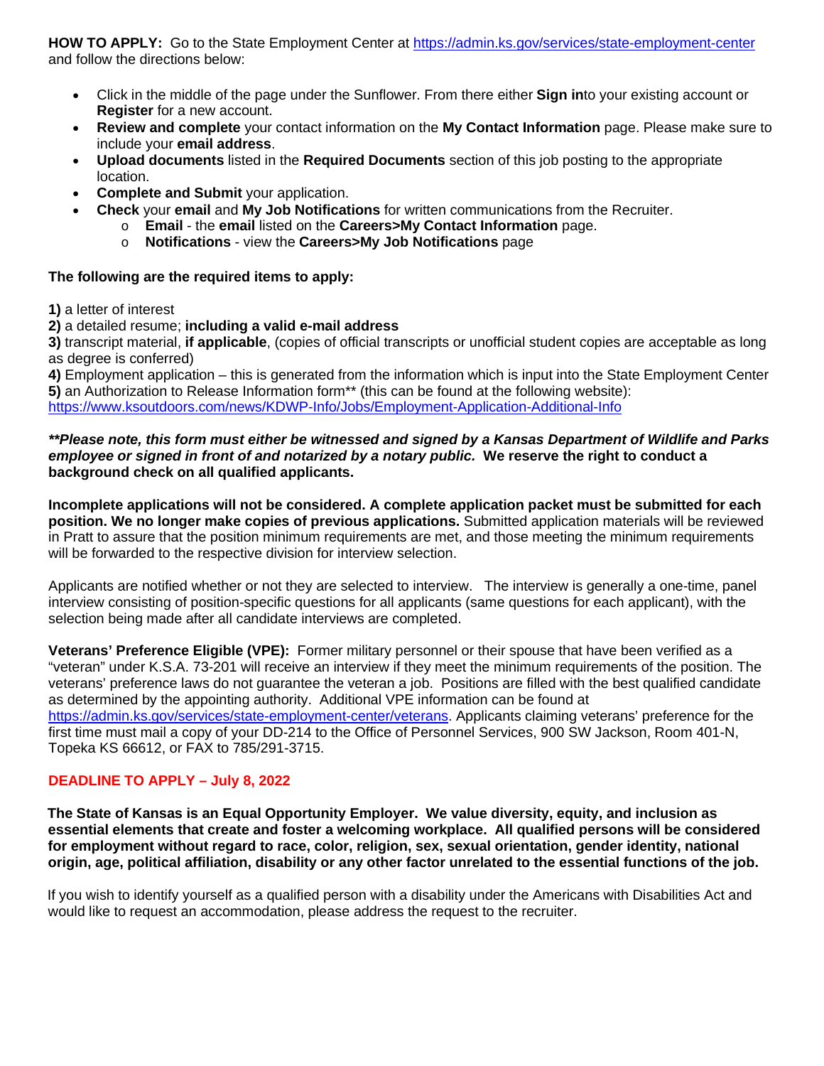**HOW TO APPLY:** Go to the State Employment Center at https://admin.ks.gov/services/state-employment-center and follow the directions below:

- Click in the middle of the page under the Sunflower. From there either **Sign in**to your existing account or **Register** for a new account.
- **Review and complete** your contact information on the **My Contact Information** page. Please make sure to include your **email address**.
- **Upload documents** listed in the **Required Documents** section of this job posting to the appropriate location.
- **Complete and Submit** your application.
- **Check** your **email** and **My Job Notifications** for written communications from the Recruiter.
  - **Email** - the **email** listed on the **Careers>My Contact Information** page.
  - **Notifications** - view the **Careers>My Job Notifications** page

**The following are the required items to apply:**

**1)** a letter of interest
**2)** a detailed resume; **including a valid e-mail address**
**3)** transcript material, **if applicable**, (copies of official transcripts or unofficial student copies are acceptable as long as degree is conferred)
**4)** Employment application – this is generated from the information which is input into the State Employment Center
**5)** an Authorization to Release Information form** (this can be found at the following website):
https://www.ksoutdoors.com/news/KDWP-Info/Jobs/Employment-Application-Additional-Info

***\*\*Please note, this form must either be witnessed and signed by a Kansas Department of Wildlife and Parks employee or signed in front of and notarized by a notary public.* We reserve the right to conduct a background check on all qualified applicants.**

**Incomplete applications will not be considered. A complete application packet must be submitted for each position. We no longer make copies of previous applications.** Submitted application materials will be reviewed in Pratt to assure that the position minimum requirements are met, and those meeting the minimum requirements will be forwarded to the respective division for interview selection.

Applicants are notified whether or not they are selected to interview. The interview is generally a one-time, panel interview consisting of position-specific questions for all applicants (same questions for each applicant), with the selection being made after all candidate interviews are completed.

**Veterans' Preference Eligible (VPE):** Former military personnel or their spouse that have been verified as a "veteran" under K.S.A. 73-201 will receive an interview if they meet the minimum requirements of the position. The veterans' preference laws do not guarantee the veteran a job. Positions are filled with the best qualified candidate as determined by the appointing authority. Additional VPE information can be found at https://admin.ks.gov/services/state-employment-center/veterans. Applicants claiming veterans' preference for the first time must mail a copy of your DD-214 to the Office of Personnel Services, 900 SW Jackson, Room 401-N, Topeka KS 66612, or FAX to 785/291-3715.

**DEADLINE TO APPLY – July 8, 2022**

**The State of Kansas is an Equal Opportunity Employer. We value diversity, equity, and inclusion as essential elements that create and foster a welcoming workplace. All qualified persons will be considered for employment without regard to race, color, religion, sex, sexual orientation, gender identity, national origin, age, political affiliation, disability or any other factor unrelated to the essential functions of the job.**

If you wish to identify yourself as a qualified person with a disability under the Americans with Disabilities Act and would like to request an accommodation, please address the request to the recruiter.